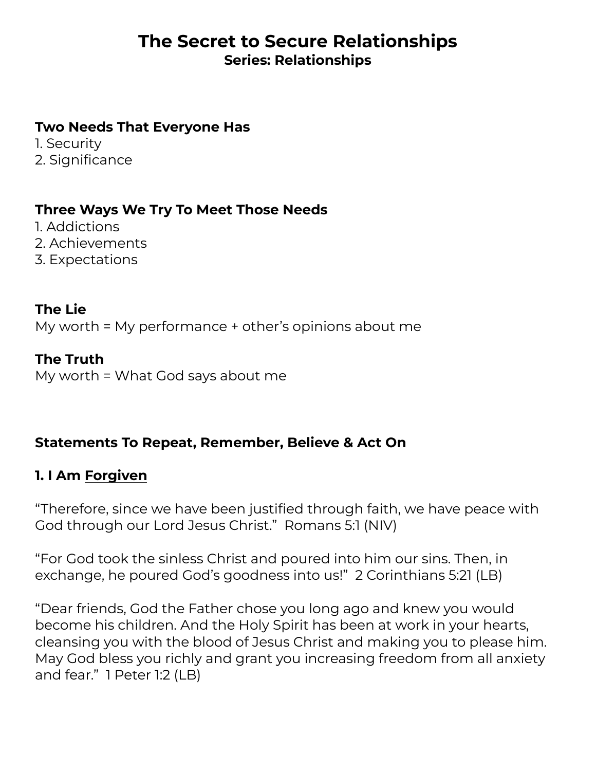# The Secret to Secure Relationships

**Series: Relationships**

**Two Needs That Everyone Has**

1. Security
2. Significance

**Three Ways We Try To Meet Those Needs**

1. Addictions
2. Achievements
3. Expectations

**The Lie**

My worth = My performance + other's opinions about me

**The Truth**

My worth = What God says about me

**Statements To Repeat, Remember, Believe & Act On**

### 1. I Am <u>Forgiven</u>

"Therefore, since we have been justified through faith, we have peace with God through our Lord Jesus Christ." Romans 5:1 (NIV)

"For God took the sinless Christ and poured into him our sins. Then, in exchange, he poured God's goodness into us!" 2 Corinthians 5:21 (LB)

"Dear friends, God the Father chose you long ago and knew you would become his children. And the Holy Spirit has been at work in your hearts, cleansing you with the blood of Jesus Christ and making you to please him. May God bless you richly and grant you increasing freedom from all anxiety and fear." 1 Peter 1:2 (LB)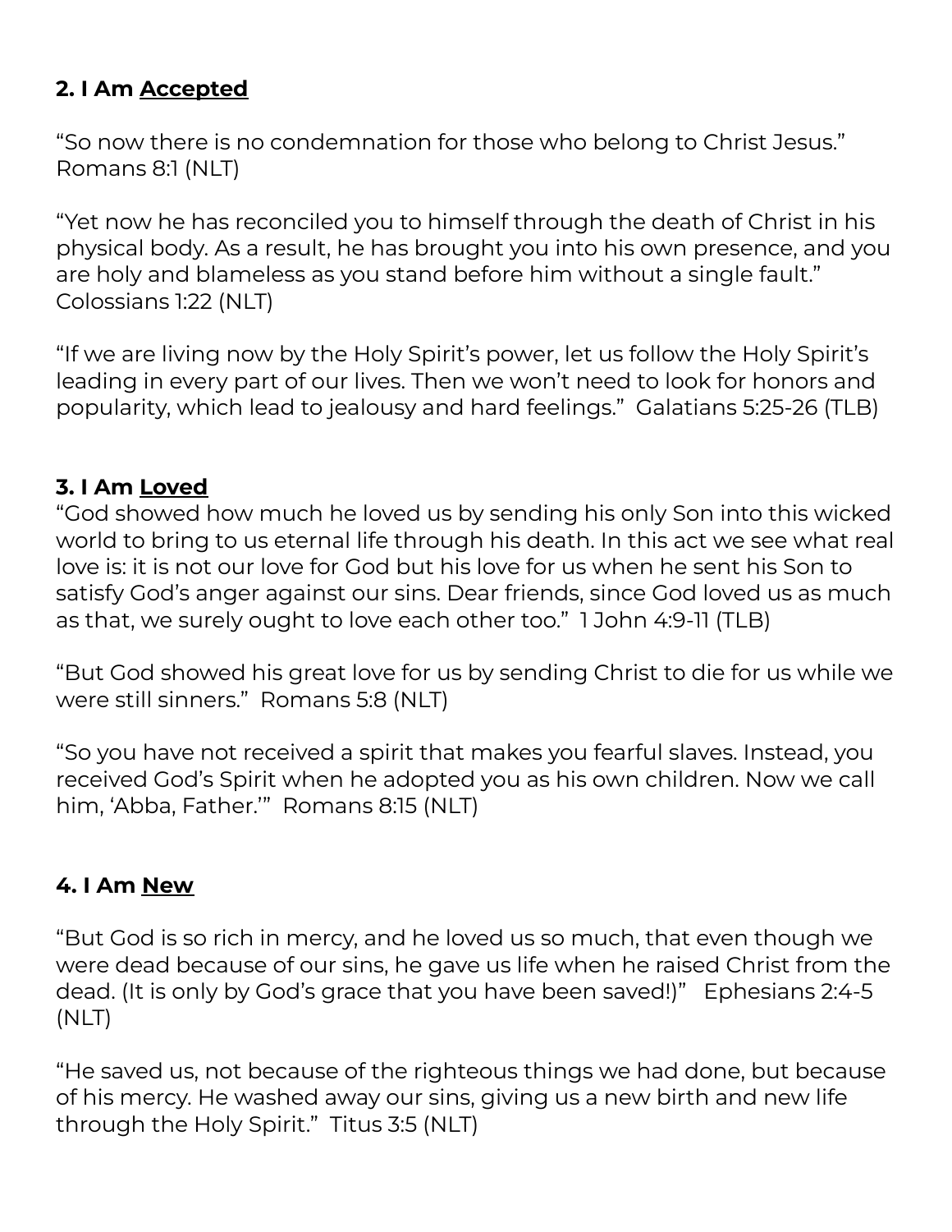### 2. I Am <u>Accepted</u>

"So now there is no condemnation for those who belong to Christ Jesus." Romans 8:1 (NLT)

"Yet now he has reconciled you to himself through the death of Christ in his physical body. As a result, he has brought you into his own presence, and you are holy and blameless as you stand before him without a single fault." Colossians 1:22 (NLT)

"If we are living now by the Holy Spirit's power, let us follow the Holy Spirit's leading in every part of our lives. Then we won't need to look for honors and popularity, which lead to jealousy and hard feelings." Galatians 5:25-26 (TLB)

### 3. I Am <u>Loved</u>

"God showed how much he loved us by sending his only Son into this wicked world to bring to us eternal life through his death. In this act we see what real love is: it is not our love for God but his love for us when he sent his Son to satisfy God's anger against our sins. Dear friends, since God loved us as much as that, we surely ought to love each other too." 1 John 4:9-11 (TLB)

"But God showed his great love for us by sending Christ to die for us while we were still sinners." Romans 5:8 (NLT)

"So you have not received a spirit that makes you fearful slaves. Instead, you received God's Spirit when he adopted you as his own children. Now we call him, 'Abba, Father.'" Romans 8:15 (NLT)

### 4. I Am <u>New</u>

"But God is so rich in mercy, and he loved us so much, that even though we were dead because of our sins, he gave us life when he raised Christ from the dead. (It is only by God's grace that you have been saved!)" Ephesians 2:4-5 (NLT)

"He saved us, not because of the righteous things we had done, but because of his mercy. He washed away our sins, giving us a new birth and new life through the Holy Spirit." Titus 3:5 (NLT)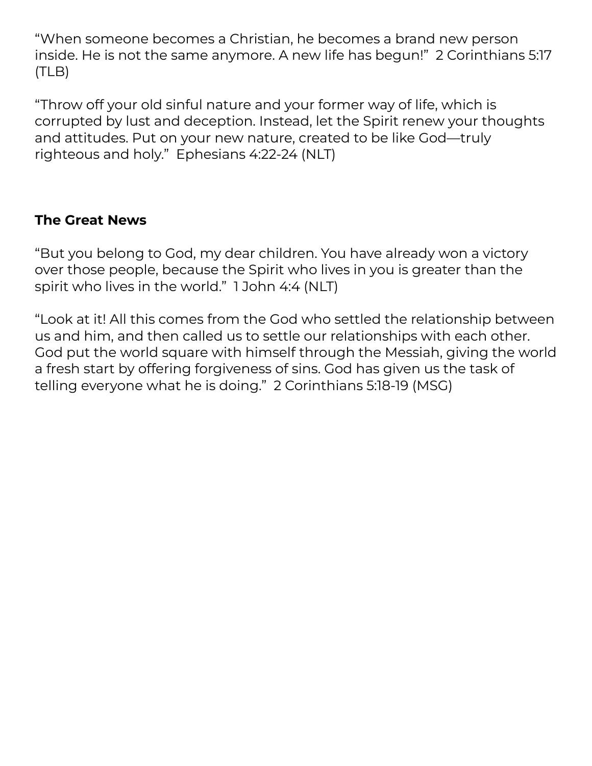"When someone becomes a Christian, he becomes a brand new person inside. He is not the same anymore. A new life has begun!"  2 Corinthians 5:17 (TLB)

"Throw off your old sinful nature and your former way of life, which is corrupted by lust and deception. Instead, let the Spirit renew your thoughts and attitudes. Put on your new nature, created to be like God—truly righteous and holy."  Ephesians 4:22-24 (NLT)

**The Great News**

"But you belong to God, my dear children. You have already won a victory over those people, because the Spirit who lives in you is greater than the spirit who lives in the world."  1 John 4:4 (NLT)

"Look at it! All this comes from the God who settled the relationship between us and him, and then called us to settle our relationships with each other. God put the world square with himself through the Messiah, giving the world a fresh start by offering forgiveness of sins. God has given us the task of telling everyone what he is doing."  2 Corinthians 5:18-19 (MSG)